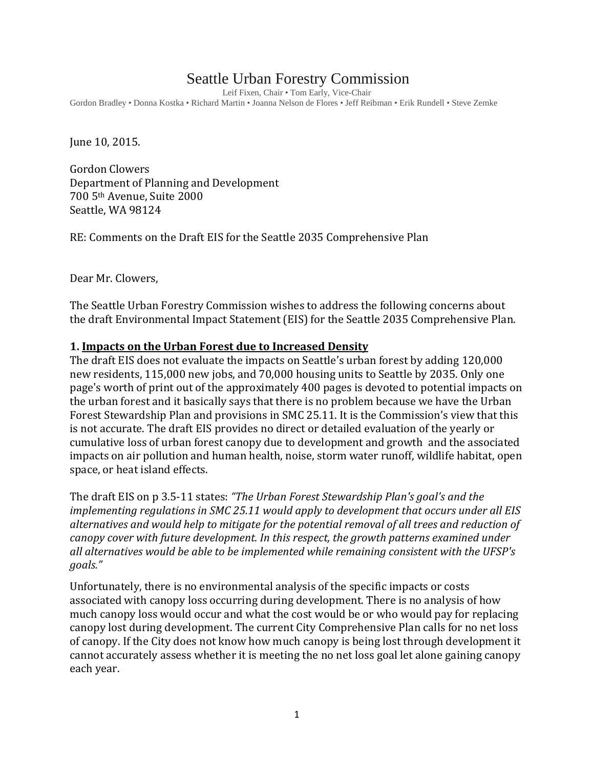# Seattle Urban Forestry Commission

Leif Fixen, Chair • Tom Early, Vice-Chair

Gordon Bradley • Donna Kostka • Richard Martin • Joanna Nelson de Flores • Jeff Reibman • Erik Rundell • Steve Zemke

June 10, 2015.

Gordon Clowers
Department of Planning and Development
700 5th Avenue, Suite 2000
Seattle, WA 98124

RE: Comments on the Draft EIS for the Seattle 2035 Comprehensive Plan

Dear Mr. Clowers,

The Seattle Urban Forestry Commission wishes to address the following concerns about the draft Environmental Impact Statement (EIS) for the Seattle 2035 Comprehensive Plan.

**1. <u>Impacts on the Urban Forest due to Increased Density</u>**

The draft EIS does not evaluate the impacts on Seattle's urban forest by adding 120,000 new residents, 115,000 new jobs, and 70,000 housing units to Seattle by 2035. Only one page's worth of print out of the approximately 400 pages is devoted to potential impacts on the urban forest and it basically says that there is no problem because we have the Urban Forest Stewardship Plan and provisions in SMC 25.11. It is the Commission's view that this is not accurate. The draft EIS provides no direct or detailed evaluation of the yearly or cumulative loss of urban forest canopy due to development and growth and the associated impacts on air pollution and human health, noise, storm water runoff, wildlife habitat, open space, or heat island effects.

The draft EIS on p 3.5-11 states: *"The Urban Forest Stewardship Plan's goal's and the implementing regulations in SMC 25.11 would apply to development that occurs under all EIS alternatives and would help to mitigate for the potential removal of all trees and reduction of canopy cover with future development. In this respect, the growth patterns examined under all alternatives would be able to be implemented while remaining consistent with the UFSP's goals."*

Unfortunately, there is no environmental analysis of the specific impacts or costs associated with canopy loss occurring during development. There is no analysis of how much canopy loss would occur and what the cost would be or who would pay for replacing canopy lost during development. The current City Comprehensive Plan calls for no net loss of canopy. If the City does not know how much canopy is being lost through development it cannot accurately assess whether it is meeting the no net loss goal let alone gaining canopy each year.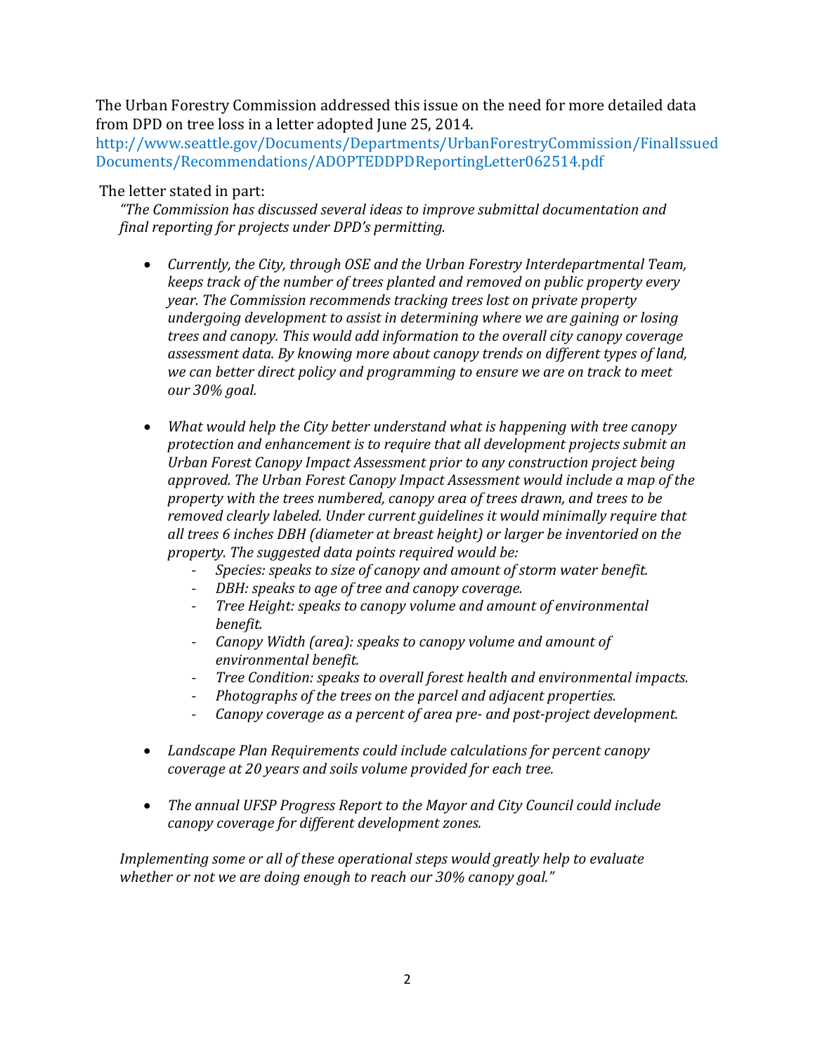The Urban Forestry Commission addressed this issue on the need for more detailed data from DPD on tree loss in a letter adopted June 25, 2014.
http://www.seattle.gov/Documents/Departments/UrbanForestryCommission/FinalIssuedDocuments/Recommendations/ADOPTEDDPDReportingLetter062514.pdf

The letter stated in part:

*"The Commission has discussed several ideas to improve submittal documentation and final reporting for projects under DPD's permitting.*

- *Currently, the City, through OSE and the Urban Forestry Interdepartmental Team, keeps track of the number of trees planted and removed on public property every year. The Commission recommends tracking trees lost on private property undergoing development to assist in determining where we are gaining or losing trees and canopy. This would add information to the overall city canopy coverage assessment data. By knowing more about canopy trends on different types of land, we can better direct policy and programming to ensure we are on track to meet our 30% goal.*

- *What would help the City better understand what is happening with tree canopy protection and enhancement is to require that all development projects submit an Urban Forest Canopy Impact Assessment prior to any construction project being approved. The Urban Forest Canopy Impact Assessment would include a map of the property with the trees numbered, canopy area of trees drawn, and trees to be removed clearly labeled. Under current guidelines it would minimally require that all trees 6 inches DBH (diameter at breast height) or larger be inventoried on the property. The suggested data points required would be:*
    - *Species: speaks to size of canopy and amount of storm water benefit.*
    - *DBH: speaks to age of tree and canopy coverage.*
    - *Tree Height: speaks to canopy volume and amount of environmental benefit.*
    - *Canopy Width (area): speaks to canopy volume and amount of environmental benefit.*
    - *Tree Condition: speaks to overall forest health and environmental impacts.*
    - *Photographs of the trees on the parcel and adjacent properties.*
    - *Canopy coverage as a percent of area pre- and post-project development.*

- *Landscape Plan Requirements could include calculations for percent canopy coverage at 20 years and soils volume provided for each tree.*

- *The annual UFSP Progress Report to the Mayor and City Council could include canopy coverage for different development zones.*

*Implementing some or all of these operational steps would greatly help to evaluate whether or not we are doing enough to reach our 30% canopy goal."*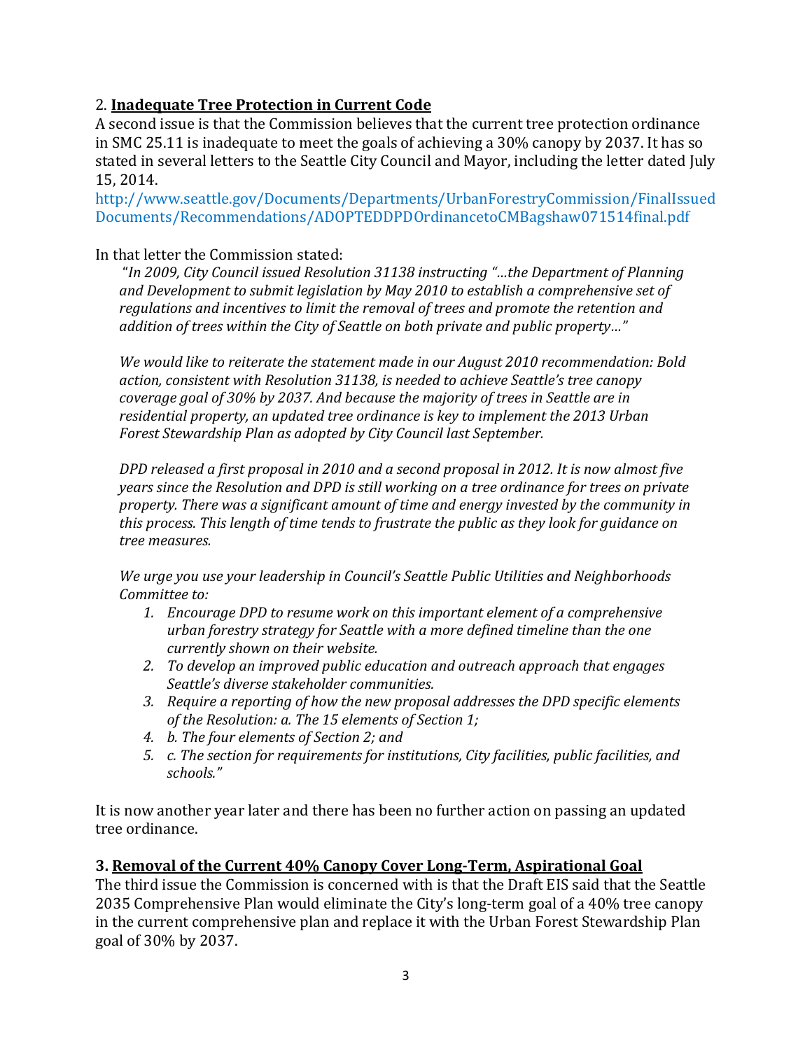2. **<u>Inadequate Tree Protection in Current Code</u>**

A second issue is that the Commission believes that the current tree protection ordinance in SMC 25.11 is inadequate to meet the goals of achieving a 30% canopy by 2037. It has so stated in several letters to the Seattle City Council and Mayor, including the letter dated July 15, 2014.

http://www.seattle.gov/Documents/Departments/UrbanForestryCommission/FinalIssuedDocuments/Recommendations/ADOPTEDDPDOrdinancetoCMBagshaw071514final.pdf

In that letter the Commission stated:

> *"In 2009, City Council issued Resolution 31138 instructing "…the Department of Planning and Development to submit legislation by May 2010 to establish a comprehensive set of regulations and incentives to limit the removal of trees and promote the retention and addition of trees within the City of Seattle on both private and public property…"*
>
> *We would like to reiterate the statement made in our August 2010 recommendation: Bold action, consistent with Resolution 31138, is needed to achieve Seattle's tree canopy coverage goal of 30% by 2037. And because the majority of trees in Seattle are in residential property, an updated tree ordinance is key to implement the 2013 Urban Forest Stewardship Plan as adopted by City Council last September.*
>
> *DPD released a first proposal in 2010 and a second proposal in 2012. It is now almost five years since the Resolution and DPD is still working on a tree ordinance for trees on private property. There was a significant amount of time and energy invested by the community in this process. This length of time tends to frustrate the public as they look for guidance on tree measures.*
>
> *We urge you use your leadership in Council's Seattle Public Utilities and Neighborhoods Committee to:*
>
> 1. *Encourage DPD to resume work on this important element of a comprehensive urban forestry strategy for Seattle with a more defined timeline than the one currently shown on their website.*
> 2. *To develop an improved public education and outreach approach that engages Seattle's diverse stakeholder communities.*
> 3. *Require a reporting of how the new proposal addresses the DPD specific elements of the Resolution: a. The 15 elements of Section 1;*
> 4. *b. The four elements of Section 2; and*
> 5. *c. The section for requirements for institutions, City facilities, public facilities, and schools."*

It is now another year later and there has been no further action on passing an updated tree ordinance.

**3. <u>Removal of the Current 40% Canopy Cover Long-Term, Aspirational Goal</u>**

The third issue the Commission is concerned with is that the Draft EIS said that the Seattle 2035 Comprehensive Plan would eliminate the City's long-term goal of a 40% tree canopy in the current comprehensive plan and replace it with the Urban Forest Stewardship Plan goal of 30% by 2037.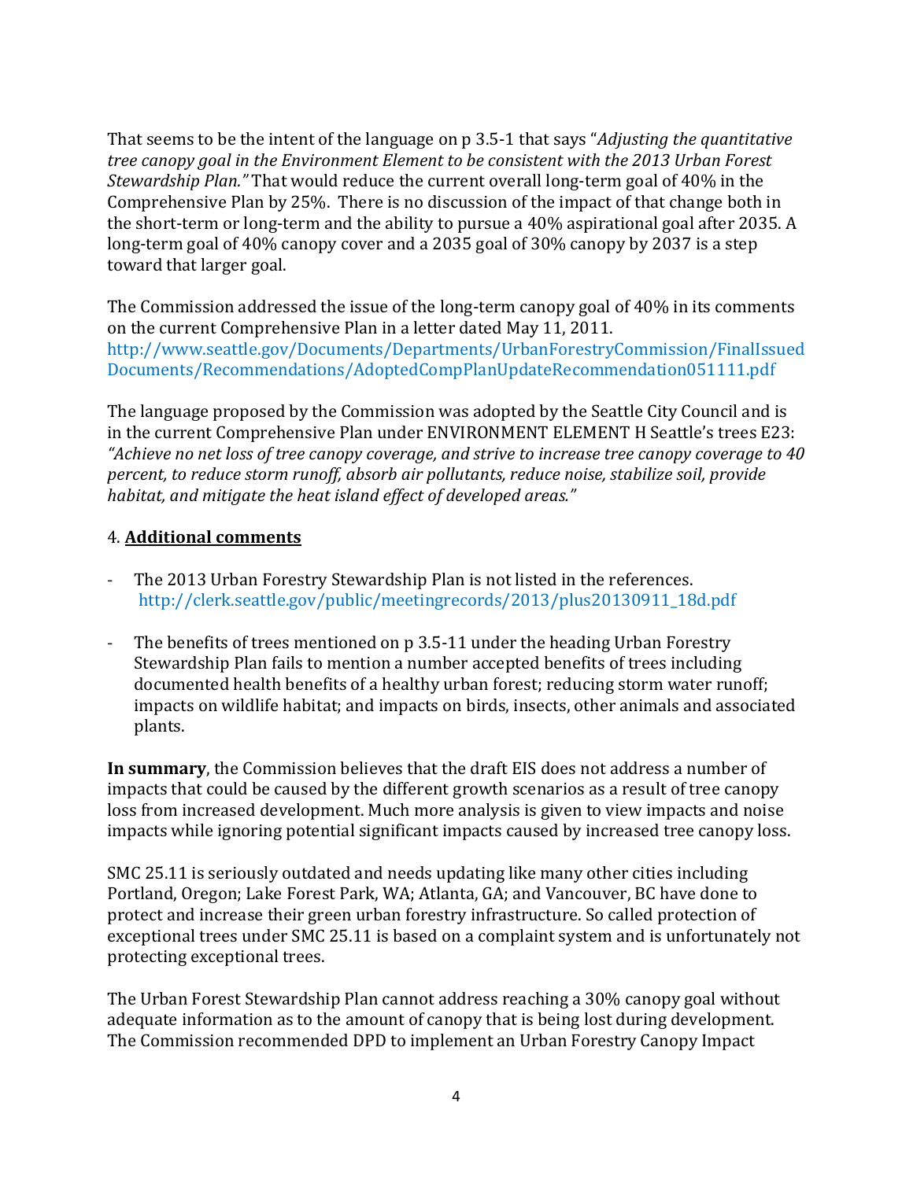That seems to be the intent of the language on p 3.5-1 that says "*Adjusting the quantitative tree canopy goal in the Environment Element to be consistent with the 2013 Urban Forest Stewardship Plan.*" That would reduce the current overall long-term goal of 40% in the Comprehensive Plan by 25%. There is no discussion of the impact of that change both in the short-term or long-term and the ability to pursue a 40% aspirational goal after 2035. A long-term goal of 40% canopy cover and a 2035 goal of 30% canopy by 2037 is a step toward that larger goal.

The Commission addressed the issue of the long-term canopy goal of 40% in its comments on the current Comprehensive Plan in a letter dated May 11, 2011.
http://www.seattle.gov/Documents/Departments/UrbanForestryCommission/FinalIssuedDocuments/Recommendations/AdoptedCompPlanUpdateRecommendation051111.pdf

The language proposed by the Commission was adopted by the Seattle City Council and is in the current Comprehensive Plan under ENVIRONMENT ELEMENT H Seattle's trees E23: *"Achieve no net loss of tree canopy coverage, and strive to increase tree canopy coverage to 40 percent, to reduce storm runoff, absorb air pollutants, reduce noise, stabilize soil, provide habitat, and mitigate the heat island effect of developed areas."*

4. **Additional comments**

- The 2013 Urban Forestry Stewardship Plan is not listed in the references. http://clerk.seattle.gov/public/meetingrecords/2013/plus20130911_18d.pdf

- The benefits of trees mentioned on p 3.5-11 under the heading Urban Forestry Stewardship Plan fails to mention a number accepted benefits of trees including documented health benefits of a healthy urban forest; reducing storm water runoff; impacts on wildlife habitat; and impacts on birds, insects, other animals and associated plants.

**In summary**, the Commission believes that the draft EIS does not address a number of impacts that could be caused by the different growth scenarios as a result of tree canopy loss from increased development. Much more analysis is given to view impacts and noise impacts while ignoring potential significant impacts caused by increased tree canopy loss.

SMC 25.11 is seriously outdated and needs updating like many other cities including Portland, Oregon; Lake Forest Park, WA; Atlanta, GA; and Vancouver, BC have done to protect and increase their green urban forestry infrastructure. So called protection of exceptional trees under SMC 25.11 is based on a complaint system and is unfortunately not protecting exceptional trees.

The Urban Forest Stewardship Plan cannot address reaching a 30% canopy goal without adequate information as to the amount of canopy that is being lost during development. The Commission recommended DPD to implement an Urban Forestry Canopy Impact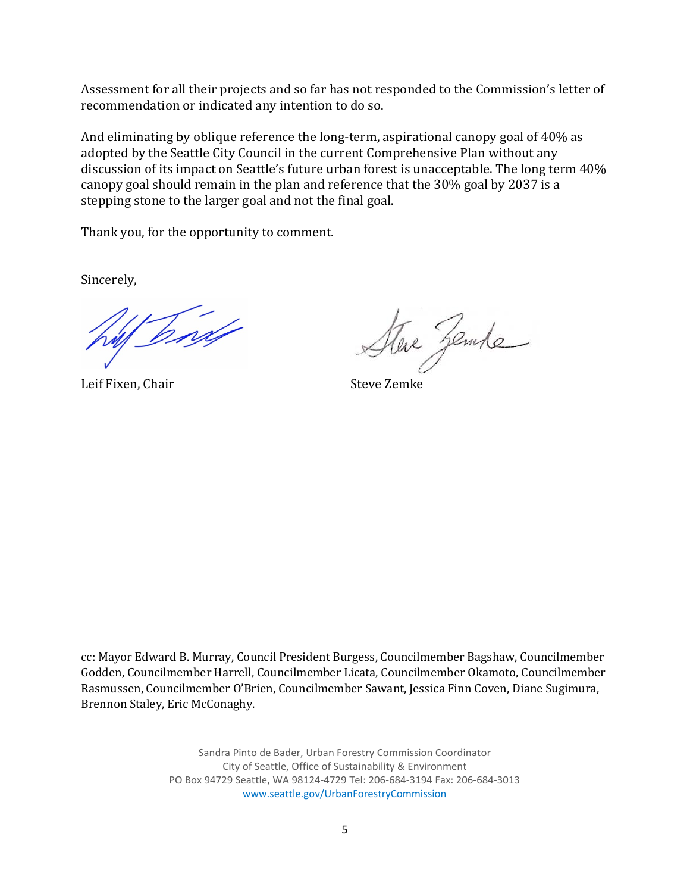Assessment for all their projects and so far has not responded to the Commission's letter of recommendation or indicated any intention to do so.

And eliminating by oblique reference the long-term, aspirational canopy goal of 40% as adopted by the Seattle City Council in the current Comprehensive Plan without any discussion of its impact on Seattle's future urban forest is unacceptable. The long term 40% canopy goal should remain in the plan and reference that the 30% goal by 2037 is a stepping stone to the larger goal and not the final goal.

Thank you, for the opportunity to comment.

Sincerely,

Leif Fixen, Chair

Steve Zemke

cc: Mayor Edward B. Murray, Council President Burgess, Councilmember Bagshaw, Councilmember Godden, Councilmember Harrell, Councilmember Licata, Councilmember Okamoto, Councilmember Rasmussen, Councilmember O'Brien, Councilmember Sawant, Jessica Finn Coven, Diane Sugimura, Brennon Staley, Eric McConaghy.

Sandra Pinto de Bader, Urban Forestry Commission Coordinator
City of Seattle, Office of Sustainability & Environment
PO Box 94729 Seattle, WA 98124-4729 Tel: 206-684-3194 Fax: 206-684-3013
www.seattle.gov/UrbanForestryCommission